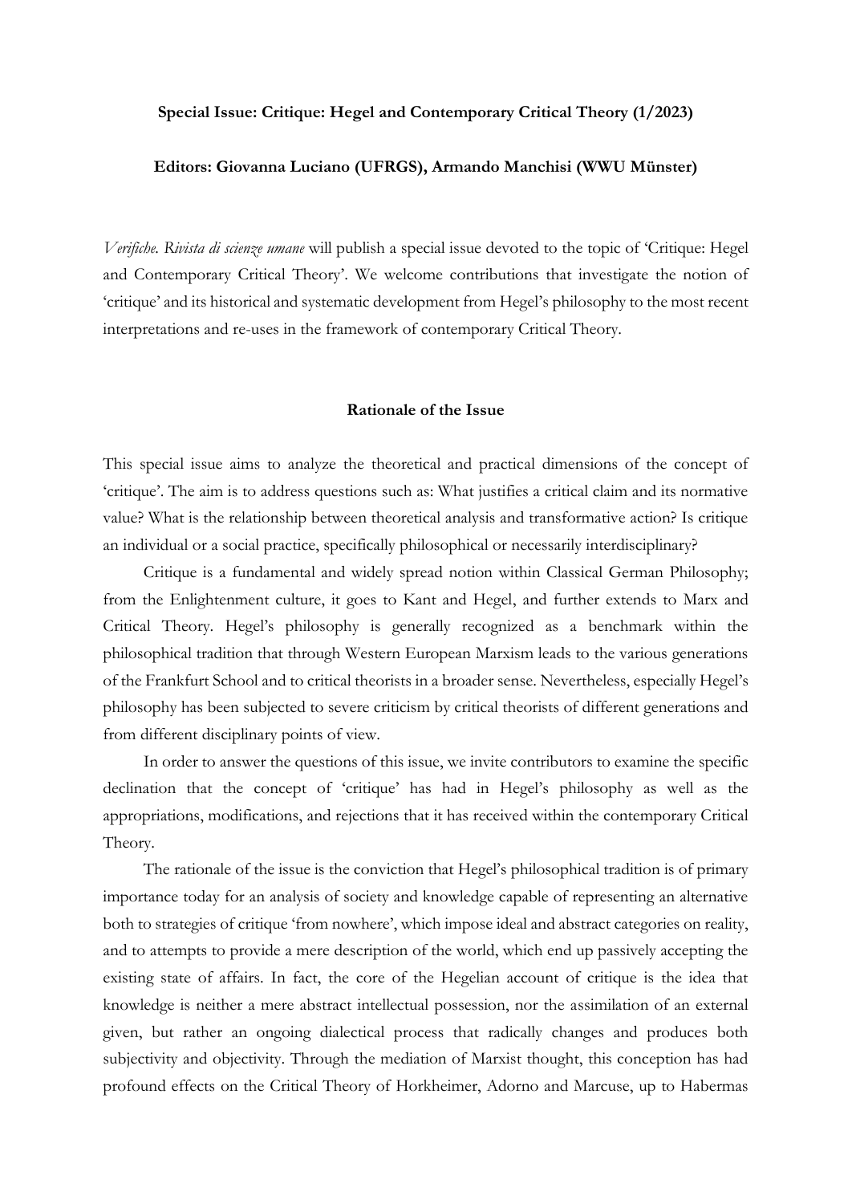**Special Issue: Critique: Hegel and Contemporary Critical Theory (1/2023)**

**Editors: Giovanna Luciano (UFRGS), Armando Manchisi (WWU Münster)**

*Verifiche. Rivista di scienze umane* will publish a special issue devoted to the topic of 'Critique: Hegel and Contemporary Critical Theory'. We welcome contributions that investigate the notion of 'critique' and its historical and systematic development from Hegel's philosophy to the most recent interpretations and re-uses in the framework of contemporary Critical Theory.

## Rationale of the Issue

This special issue aims to analyze the theoretical and practical dimensions of the concept of 'critique'. The aim is to address questions such as: What justifies a critical claim and its normative value? What is the relationship between theoretical analysis and transformative action? Is critique an individual or a social practice, specifically philosophical or necessarily interdisciplinary?

Critique is a fundamental and widely spread notion within Classical German Philosophy; from the Enlightenment culture, it goes to Kant and Hegel, and further extends to Marx and Critical Theory. Hegel's philosophy is generally recognized as a benchmark within the philosophical tradition that through Western European Marxism leads to the various generations of the Frankfurt School and to critical theorists in a broader sense. Nevertheless, especially Hegel's philosophy has been subjected to severe criticism by critical theorists of different generations and from different disciplinary points of view.

In order to answer the questions of this issue, we invite contributors to examine the specific declination that the concept of 'critique' has had in Hegel's philosophy as well as the appropriations, modifications, and rejections that it has received within the contemporary Critical Theory.

The rationale of the issue is the conviction that Hegel's philosophical tradition is of primary importance today for an analysis of society and knowledge capable of representing an alternative both to strategies of critique 'from nowhere', which impose ideal and abstract categories on reality, and to attempts to provide a mere description of the world, which end up passively accepting the existing state of affairs. In fact, the core of the Hegelian account of critique is the idea that knowledge is neither a mere abstract intellectual possession, nor the assimilation of an external given, but rather an ongoing dialectical process that radically changes and produces both subjectivity and objectivity. Through the mediation of Marxist thought, this conception has had profound effects on the Critical Theory of Horkheimer, Adorno and Marcuse, up to Habermas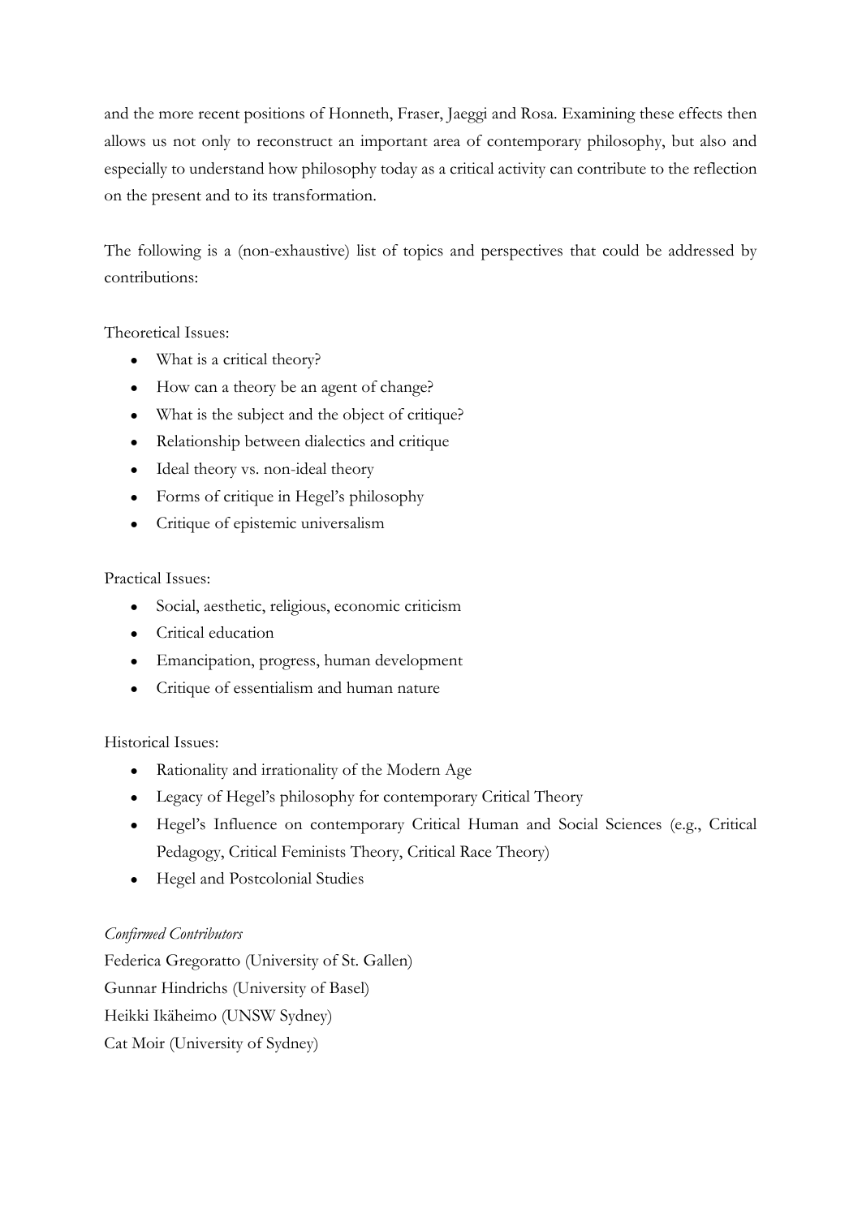and the more recent positions of Honneth, Fraser, Jaeggi and Rosa. Examining these effects then allows us not only to reconstruct an important area of contemporary philosophy, but also and especially to understand how philosophy today as a critical activity can contribute to the reflection on the present and to its transformation.

The following is a (non-exhaustive) list of topics and perspectives that could be addressed by contributions:

Theoretical Issues:

- What is a critical theory?
- How can a theory be an agent of change?
- What is the subject and the object of critique?
- Relationship between dialectics and critique
- Ideal theory vs. non-ideal theory
- Forms of critique in Hegel's philosophy
- Critique of epistemic universalism

Practical Issues:

- Social, aesthetic, religious, economic criticism
- Critical education
- Emancipation, progress, human development
- Critique of essentialism and human nature

Historical Issues:

- Rationality and irrationality of the Modern Age
- Legacy of Hegel's philosophy for contemporary Critical Theory
- Hegel's Influence on contemporary Critical Human and Social Sciences (e.g., Critical Pedagogy, Critical Feminists Theory, Critical Race Theory)
- Hegel and Postcolonial Studies

*Confirmed Contributors*

Federica Gregoratto (University of St. Gallen)
Gunnar Hindrichs (University of Basel)
Heikki Ikäheimo (UNSW Sydney)
Cat Moir (University of Sydney)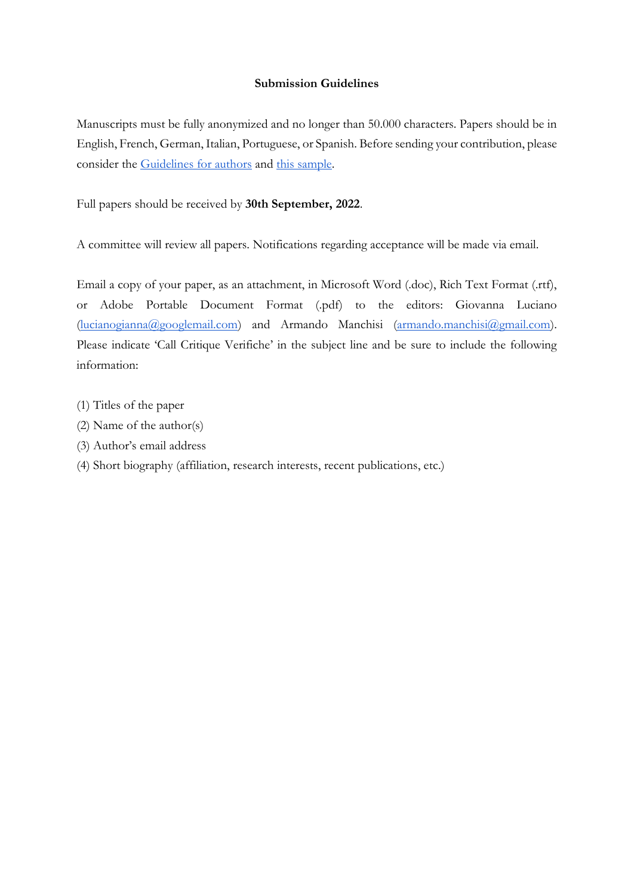**Submission Guidelines**

Manuscripts must be fully anonymized and no longer than 50.000 characters. Papers should be in English, French, German, Italian, Portuguese, or Spanish. Before sending your contribution, please consider the Guidelines for authors and this sample.

Full papers should be received by **30th September, 2022**.

A committee will review all papers. Notifications regarding acceptance will be made via email.

Email a copy of your paper, as an attachment, in Microsoft Word (.doc), Rich Text Format (.rtf), or Adobe Portable Document Format (.pdf) to the editors: Giovanna Luciano (lucianogianna@googlemail.com) and Armando Manchisi (armando.manchisi@gmail.com). Please indicate 'Call Critique Verifiche' in the subject line and be sure to include the following information:

(1) Titles of the paper
(2) Name of the author(s)
(3) Author's email address
(4) Short biography (affiliation, research interests, recent publications, etc.)